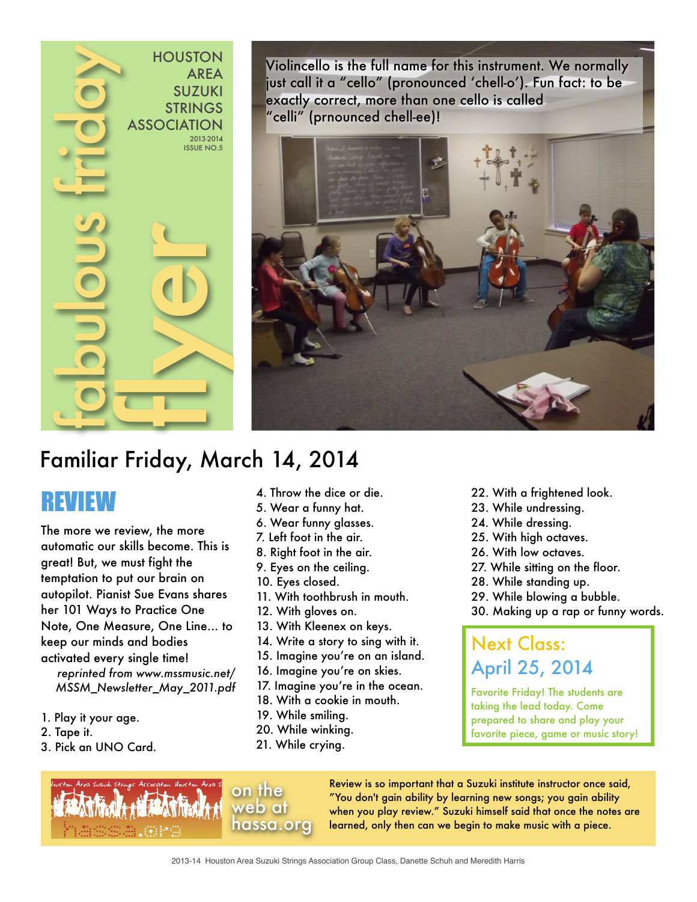# fabulous friday flyer

HOUSTON AREA SUZUKI STRINGS ASSOCIATION

2013-2014
ISSUE NO.5

Violincello is the full name for this instrument. We normally just call it a "cello" (pronounced 'chell-o'). Fun fact: to be exactly correct, more than one cello is called "celli" (prnounced chell-ee)!

## Familiar Friday, March 14, 2014

## REVIEW

The more we review, the more automatic our skills become. This is great! But, we must fight the temptation to put our brain on autopilot. Pianist Sue Evans shares her 101 Ways to Practice One Note, One Measure, One Line... to keep our minds and bodies activated every single time!

*reprinted from www.mssmusic.net/MSSM_Newsletter_May_2011.pdf*

1. Play it your age.
2. Tape it.
3. Pick an UNO Card.
4. Throw the dice or die.
5. Wear a funny hat.
6. Wear funny glasses.
7. Left foot in the air.
8. Right foot in the air.
9. Eyes on the ceiling.
10. Eyes closed.
11. With toothbrush in mouth.
12. With gloves on.
13. With Kleenex on keys.
14. Write a story to sing with it.
15. Imagine you're on an island.
16. Imagine you're on skies.
17. Imagine you're in the ocean.
18. With a cookie in mouth.
19. While smiling.
20. While winking.
21. While crying.
22. With a frightened look.
23. While undressing.
24. While dressing.
25. With high octaves.
26. With low octaves.
27. While sitting on the floor.
28. While standing up.
29. While blowing a bubble.
30. Making up a rap or funny words.

## Next Class: April 25, 2014

Favorite Friday! The students are taking the lead today. Come prepared to share and play your favorite piece, game or music story!

on the web at hassa.org

Review is so important that a Suzuki institute instructor once said, "You don't gain ability by learning new songs; you gain ability when you play review." Suzuki himself said that once the notes are learned, only then can we begin to make music with a piece.

2013-14 Houston Area Suzuki Strings Association Group Class, Danette Schuh and Meredith Harris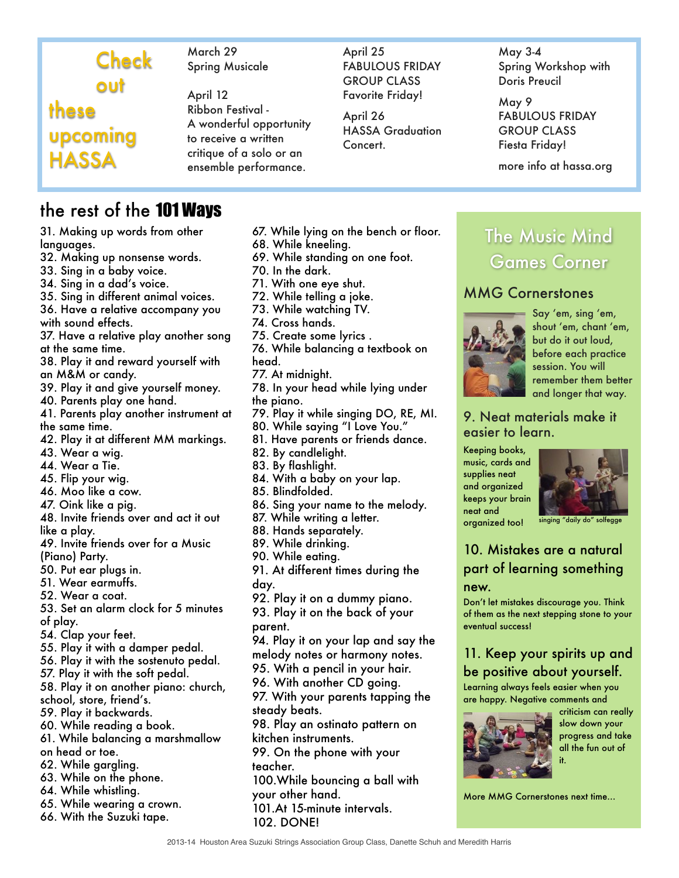## Check out these upcoming HASSA

March 29
Spring Musicale

April 12
Ribbon Festival - A wonderful opportunity to receive a written critique of a solo or an ensemble performance.

April 25
FABULOUS FRIDAY GROUP CLASS
Favorite Friday!

April 26
HASSA Graduation Concert.

May 3-4
Spring Workshop with Doris Preucil

May 9
FABULOUS FRIDAY GROUP CLASS
Fiesta Friday!

more info at hassa.org

## the rest of the **101 Ways**

31. Making up words from other languages.
32. Making up nonsense words.
33. Sing in a baby voice.
34. Sing in a dad's voice.
35. Sing in different animal voices.
36. Have a relative accompany you with sound effects.
37. Have a relative play another song at the same time.
38. Play it and reward yourself with an M&M or candy.
39. Play it and give yourself money.
40. Parents play one hand.
41. Parents play another instrument at the same time.
42. Play it at different MM markings.
43. Wear a wig.
44. Wear a Tie.
45. Flip your wig.
46. Moo like a cow.
47. Oink like a pig.
48. Invite friends over and act it out like a play.
49. Invite friends over for a Music (Piano) Party.
50. Put ear plugs in.
51. Wear earmuffs.
52. Wear a coat.
53. Set an alarm clock for 5 minutes of play.
54. Clap your feet.
55. Play it with a damper pedal.
56. Play it with the sostenuto pedal.
57. Play it with the soft pedal.
58. Play it on another piano: church, school, store, friend's.
59. Play it backwards.
60. While reading a book.
61. While balancing a marshmallow on head or toe.
62. While gargling.
63. While on the phone.
64. While whistling.
65. While wearing a crown.
66. With the Suzuki tape.
67. While lying on the bench or floor.
68. While kneeling.
69. While standing on one foot.
70. In the dark.
71. With one eye shut.
72. While telling a joke.
73. While watching TV.
74. Cross hands.
75. Create some lyrics .
76. While balancing a textbook on head.
77. At midnight.
78. In your head while lying under the piano.
79. Play it while singing DO, RE, MI.
80. While saying "I Love You."
81. Have parents or friends dance.
82. By candlelight.
83. By flashlight.
84. With a baby on your lap.
85. Blindfolded.
86. Sing your name to the melody.
87. While writing a letter.
88. Hands separately.
89. While drinking.
90. While eating.
91. At different times during the day.
92. Play it on a dummy piano.
93. Play it on the back of your parent.
94. Play it on your lap and say the melody notes or harmony notes.
95. With a pencil in your hair.
96. With another CD going.
97. With your parents tapping the steady beats.
98. Play an ostinato pattern on kitchen instruments.
99. On the phone with your teacher.
100.While bouncing a ball with your other hand.
101.At 15-minute intervals.
102. DONE!

## The Music Mind Games Corner

### MMG Cornerstones

Say 'em, sing 'em, shout 'em, chant 'em, but do it out loud, before each practice session. You will remember them better and longer that way.

### 9. Neat materials make it easier to learn.

Keeping books, music, cards and supplies neat and organized keeps your brain neat and organized too!

singing "daily do" solfegge

### 10. Mistakes are a natural part of learning something new.

Don't let mistakes discourage you. Think of them as the next stepping stone to your eventual success!

### 11. Keep your spirits up and be positive about yourself.

Learning always feels easier when you are happy. Negative comments and criticism can really slow down your progress and take all the fun out of it.

More MMG Cornerstones next time...

2013-14 Houston Area Suzuki Strings Association Group Class, Danette Schuh and Meredith Harris